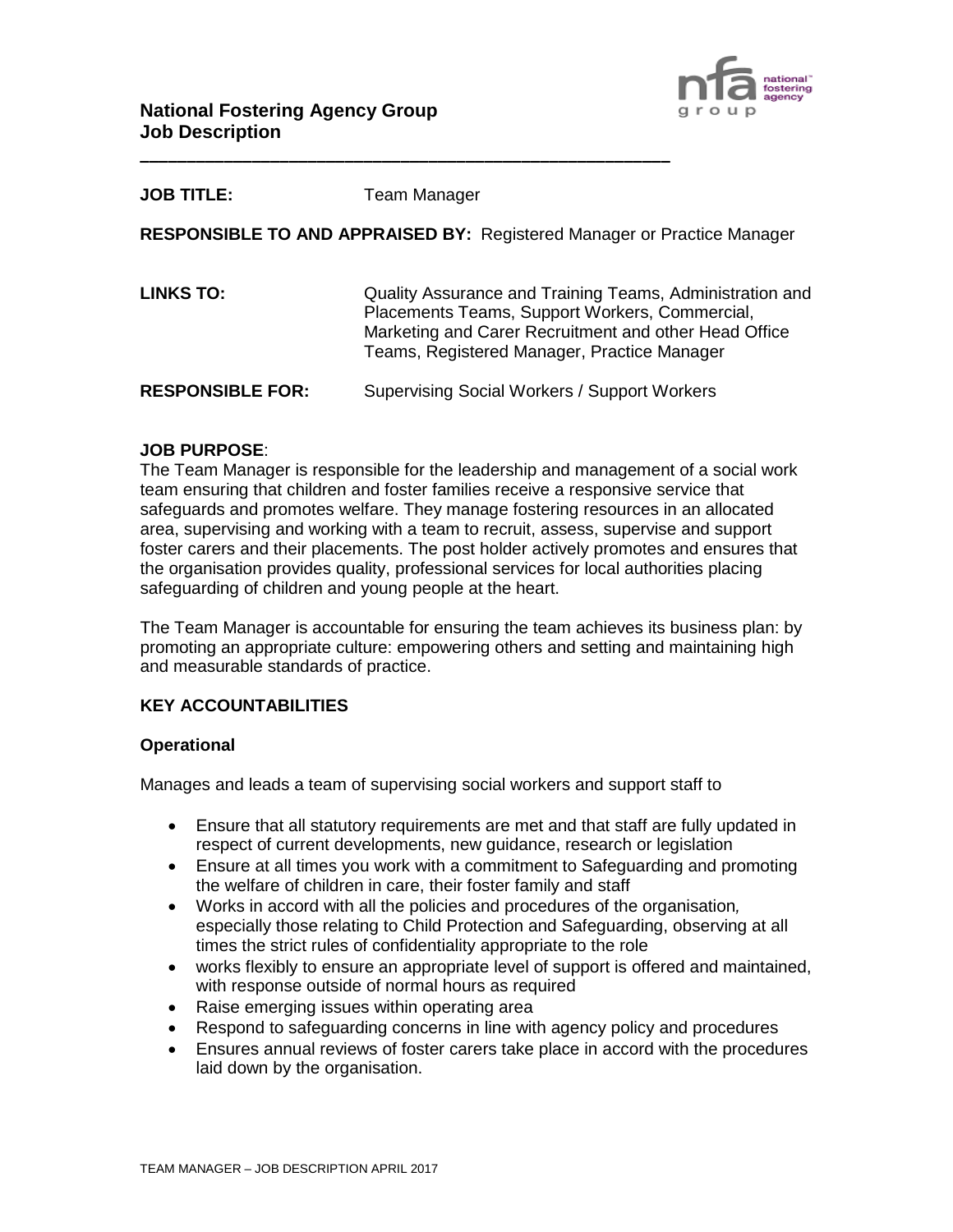# National Fostering Agency Group
# Job Description

---

**JOB TITLE:** Team Manager

**RESPONSIBLE TO AND APPRAISED BY:** Registered Manager or Practice Manager

**LINKS TO:** Quality Assurance and Training Teams, Administration and Placements Teams, Support Workers, Commercial, Marketing and Carer Recruitment and other Head Office Teams, Registered Manager, Practice Manager

**RESPONSIBLE FOR:** Supervising Social Workers / Support Workers

**JOB PURPOSE**:

The Team Manager is responsible for the leadership and management of a social work team ensuring that children and foster families receive a responsive service that safeguards and promotes welfare. They manage fostering resources in an allocated area, supervising and working with a team to recruit, assess, supervise and support foster carers and their placements. The post holder actively promotes and ensures that the organisation provides quality, professional services for local authorities placing safeguarding of children and young people at the heart.

The Team Manager is accountable for ensuring the team achieves its business plan: by promoting an appropriate culture: empowering others and setting and maintaining high and measurable standards of practice.

## KEY ACCOUNTABILITIES

### Operational

Manages and leads a team of supervising social workers and support staff to

- Ensure that all statutory requirements are met and that staff are fully updated in respect of current developments, new guidance, research or legislation
- Ensure at all times you work with a commitment to Safeguarding and promoting the welfare of children in care, their foster family and staff
- Works in accord with all the policies and procedures of the organisation, especially those relating to Child Protection and Safeguarding, observing at all times the strict rules of confidentiality appropriate to the role
- works flexibly to ensure an appropriate level of support is offered and maintained, with response outside of normal hours as required
- Raise emerging issues within operating area
- Respond to safeguarding concerns in line with agency policy and procedures
- Ensures annual reviews of foster carers take place in accord with the procedures laid down by the organisation.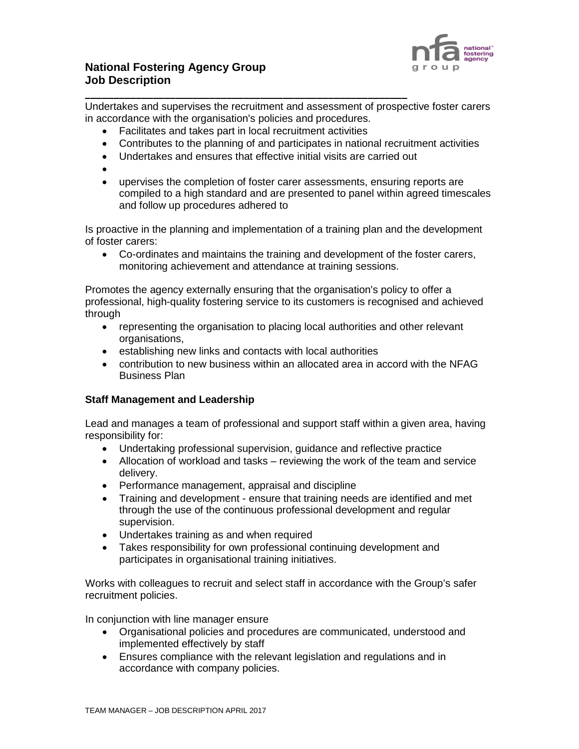**National Fostering Agency Group**
**Job Description**

---

Undertakes and supervises the recruitment and assessment of prospective foster carers in accordance with the organisation's policies and procedures.

- Facilitates and takes part in local recruitment activities
- Contributes to the planning of and participates in national recruitment activities
- Undertakes and ensures that effective initial visits are carried out
- 
- upervises the completion of foster carer assessments, ensuring reports are compiled to a high standard and are presented to panel within agreed timescales and follow up procedures adhered to

Is proactive in the planning and implementation of a training plan and the development of foster carers:

- Co-ordinates and maintains the training and development of the foster carers, monitoring achievement and attendance at training sessions.

Promotes the agency externally ensuring that the organisation's policy to offer a professional, high-quality fostering service to its customers is recognised and achieved through

- representing the organisation to placing local authorities and other relevant organisations,
- establishing new links and contacts with local authorities
- contribution to new business within an allocated area in accord with the NFAG Business Plan

**Staff Management and Leadership**

Lead and manages a team of professional and support staff within a given area, having responsibility for:

- Undertaking professional supervision, guidance and reflective practice
- Allocation of workload and tasks – reviewing the work of the team and service delivery.
- Performance management, appraisal and discipline
- Training and development - ensure that training needs are identified and met through the use of the continuous professional development and regular supervision.
- Undertakes training as and when required
- Takes responsibility for own professional continuing development and participates in organisational training initiatives.

Works with colleagues to recruit and select staff in accordance with the Group's safer recruitment policies.

In conjunction with line manager ensure

- Organisational policies and procedures are communicated, understood and implemented effectively by staff
- Ensures compliance with the relevant legislation and regulations and in accordance with company policies.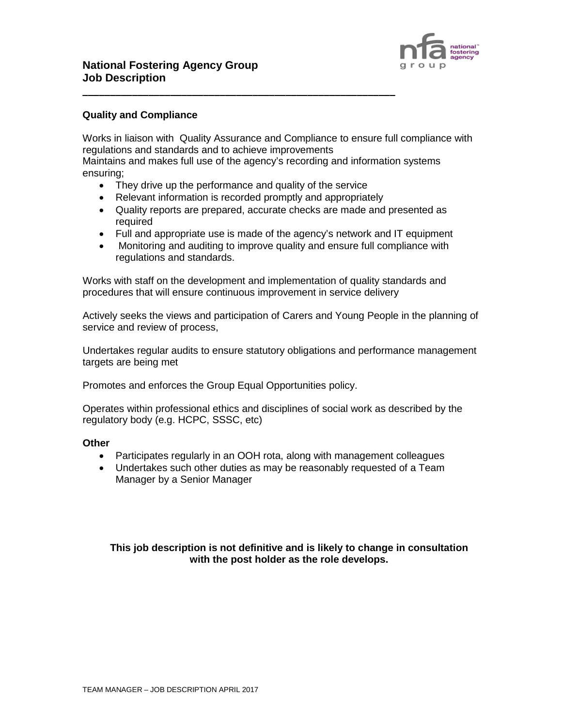**National Fostering Agency Group**
**Job Description**

---

**Quality and Compliance**

Works in liaison with Quality Assurance and Compliance to ensure full compliance with regulations and standards and to achieve improvements
Maintains and makes full use of the agency's recording and information systems ensuring;

- They drive up the performance and quality of the service
- Relevant information is recorded promptly and appropriately
- Quality reports are prepared, accurate checks are made and presented as required
- Full and appropriate use is made of the agency's network and IT equipment
- Monitoring and auditing to improve quality and ensure full compliance with regulations and standards.

Works with staff on the development and implementation of quality standards and procedures that will ensure continuous improvement in service delivery

Actively seeks the views and participation of Carers and Young People in the planning of service and review of process,

Undertakes regular audits to ensure statutory obligations and performance management targets are being met

Promotes and enforces the Group Equal Opportunities policy.

Operates within professional ethics and disciplines of social work as described by the regulatory body (e.g. HCPC, SSSC, etc)

**Other**

- Participates regularly in an OOH rota, along with management colleagues
- Undertakes such other duties as may be reasonably requested of a Team Manager by a Senior Manager

**This job description is not definitive and is likely to change in consultation with the post holder as the role develops.**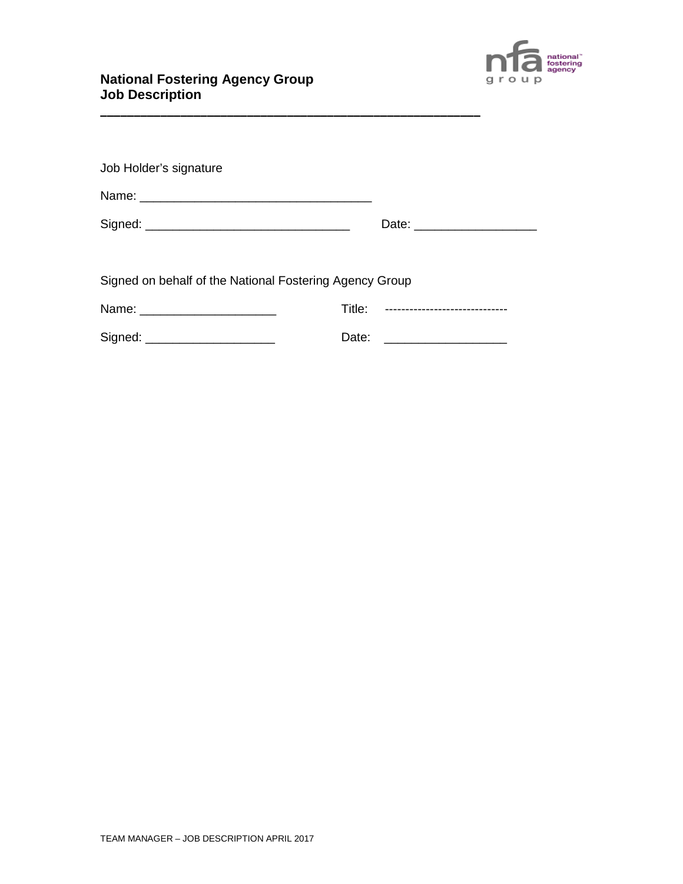**National Fostering Agency Group**
**Job Description**

---

Job Holder's signature

Name: _________________________________

Signed: ______________________________ Date: __________________

Signed on behalf of the National Fostering Agency Group

Name: ____________________ Title: -----------------------------

Signed: ___________________ Date: __________________